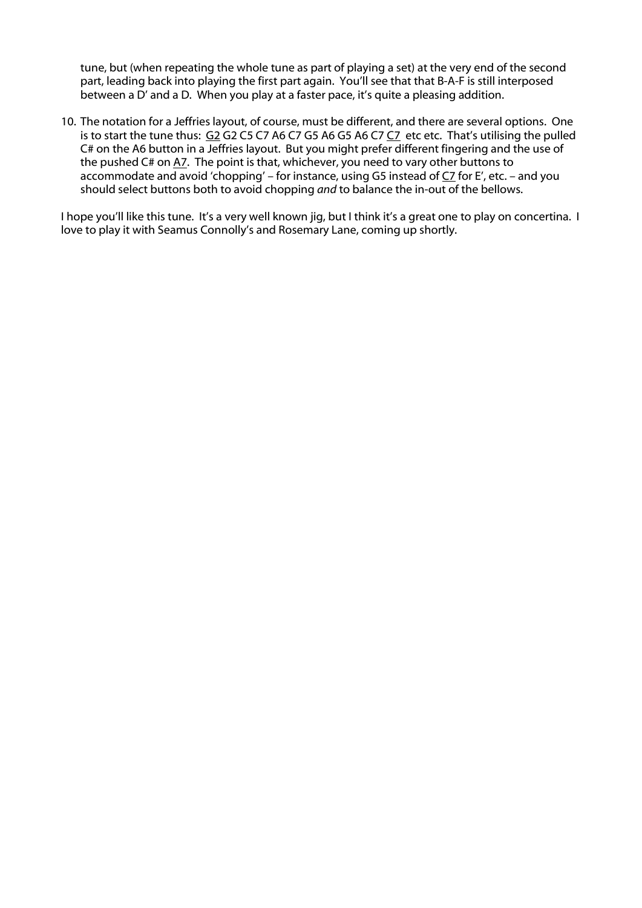tune, but (when repeating the whole tune as part of playing a set) at the very end of the second part, leading back into playing the first part again. You'll see that that B-A-F is still interposed between a D' and a D. When you play at a faster pace, it's quite a pleasing addition.

10. The notation for a Jeffries layout, of course, must be different, and there are several options. One is to start the tune thus: <u>G2</u> G2 C5 C7 A6 C7 G5 A6 G5 A6 C7 <u>C7</u> etc etc. That's utilising the pulled C# on the A6 button in a Jeffries layout. But you might prefer different fingering and the use of the pushed C# on <u>A7</u>. The point is that, whichever, you need to vary other buttons to accommodate and avoid 'chopping' – for instance, using G5 instead of <u>C7</u> for E', etc. – and you should select buttons both to avoid chopping *and* to balance the in-out of the bellows.

I hope you'll like this tune. It's a very well known jig, but I think it's a great one to play on concertina. I love to play it with Seamus Connolly's and Rosemary Lane, coming up shortly.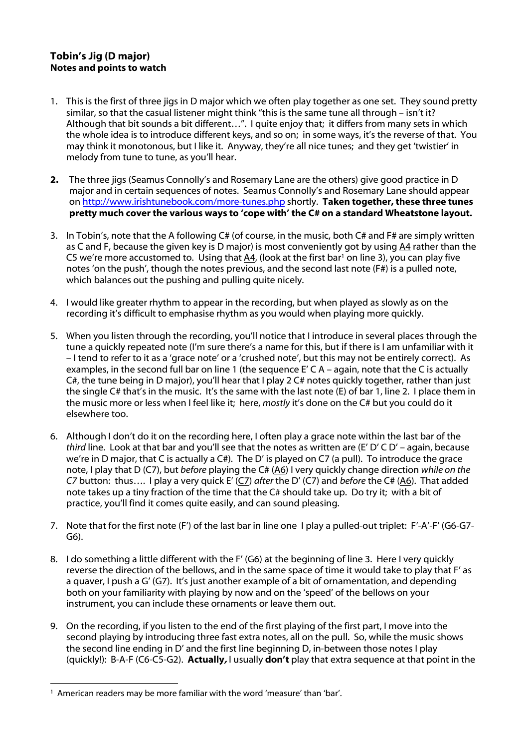**Tobin's Jig (D major)**
**Notes and points to watch**

1. This is the first of three jigs in D major which we often play together as one set. They sound pretty similar, so that the casual listener might think "this is the same tune all through – isn't it? Although that bit sounds a bit different…". I quite enjoy that; it differs from many sets in which the whole idea is to introduce different keys, and so on; in some ways, it's the reverse of that. You may think it monotonous, but I like it. Anyway, they're all nice tunes; and they get 'twistier' in melody from tune to tune, as you'll hear.

2. The three jigs (Seamus Connolly's and Rosemary Lane are the others) give good practice in D major and in certain sequences of notes. Seamus Connolly's and Rosemary Lane should appear on http://www.irishtunebook.com/more-tunes.php shortly. **Taken together, these three tunes pretty much cover the various ways to 'cope with' the C# on a standard Wheatstone layout.**

3. In Tobin's, note that the A following C# (of course, in the music, both C# and F# are simply written as C and F, because the given key is D major) is most conveniently got by using A4 rather than the C5 we're more accustomed to. Using that A4, (look at the first bar[1] on line 3), you can play five notes 'on the push', though the notes previous, and the second last note (F#) is a pulled note, which balances out the pushing and pulling quite nicely.

4. I would like greater rhythm to appear in the recording, but when played as slowly as on the recording it's difficult to emphasise rhythm as you would when playing more quickly.

5. When you listen through the recording, you'll notice that I introduce in several places through the tune a quickly repeated note (I'm sure there's a name for this, but if there is I am unfamiliar with it – I tend to refer to it as a 'grace note' or a 'crushed note', but this may not be entirely correct). As examples, in the second full bar on line 1 (the sequence E' C A – again, note that the C is actually C#, the tune being in D major), you'll hear that I play 2 C# notes quickly together, rather than just the single C# that's in the music. It's the same with the last note (E) of bar 1, line 2. I place them in the music more or less when I feel like it; here, *mostly* it's done on the C# but you could do it elsewhere too.

6. Although I don't do it on the recording here, I often play a grace note within the last bar of the *third* line. Look at that bar and you'll see that the notes as written are (E' D' C D' – again, because we're in D major, that C is actually a C#). The D' is played on C7 (a pull). To introduce the grace note, I play that D (C7), but *before* playing the C# (A6) I very quickly change direction *while on the C7* button: thus…. I play a very quick E' (C7) *after* the D' (C7) and *before* the C# (A6). That added note takes up a tiny fraction of the time that the C# should take up. Do try it; with a bit of practice, you'll find it comes quite easily, and can sound pleasing.

7. Note that for the first note (F') of the last bar in line one I play a pulled-out triplet: F'-A'-F' (G6-G7-G6).

8. I do something a little different with the F' (G6) at the beginning of line 3. Here I very quickly reverse the direction of the bellows, and in the same space of time it would take to play that F' as a quaver, I push a G' (G7). It's just another example of a bit of ornamentation, and depending both on your familiarity with playing by now and on the 'speed' of the bellows on your instrument, you can include these ornaments or leave them out.

9. On the recording, if you listen to the end of the first playing of the first part, I move into the second playing by introducing three fast extra notes, all on the pull. So, while the music shows the second line ending in D' and the first line beginning D, in-between those notes I play (quickly!): B-A-F (C6-C5-G2). **Actually,** I usually **don't** play that extra sequence at that point in the

[1] American readers may be more familiar with the word 'measure' than 'bar'.